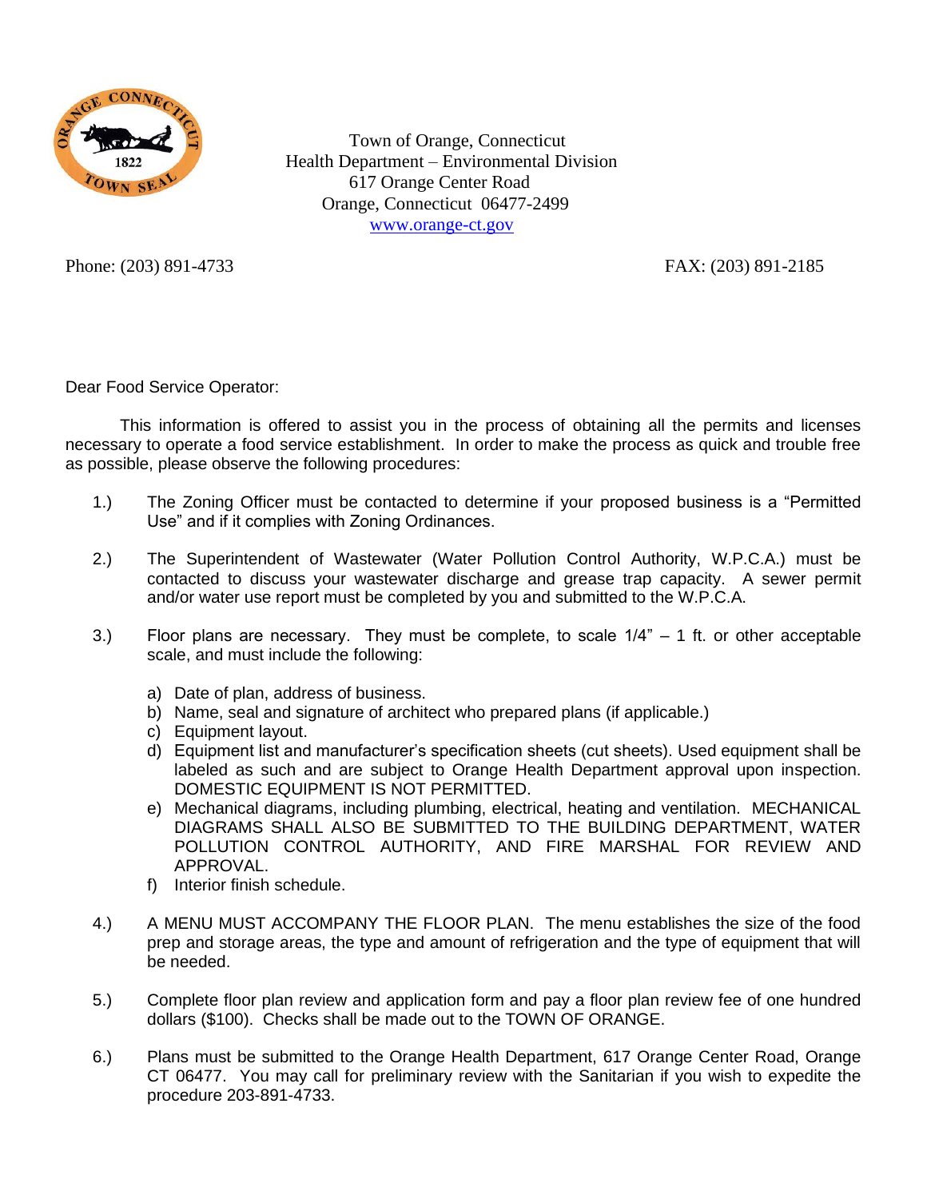Town of Orange, Connecticut
Health Department – Environmental Division
617 Orange Center Road
Orange, Connecticut 06477-2499
www.orange-ct.gov

Phone: (203) 891-4733 FAX: (203) 891-2185

Dear Food Service Operator:

This information is offered to assist you in the process of obtaining all the permits and licenses necessary to operate a food service establishment. In order to make the process as quick and trouble free as possible, please observe the following procedures:

1.) The Zoning Officer must be contacted to determine if your proposed business is a "Permitted Use" and if it complies with Zoning Ordinances.

2.) The Superintendent of Wastewater (Water Pollution Control Authority, W.P.C.A.) must be contacted to discuss your wastewater discharge and grease trap capacity. A sewer permit and/or water use report must be completed by you and submitted to the W.P.C.A.

3.) Floor plans are necessary. They must be complete, to scale 1/4" – 1 ft. or other acceptable scale, and must include the following:

   a) Date of plan, address of business.
   b) Name, seal and signature of architect who prepared plans (if applicable.)
   c) Equipment layout.
   d) Equipment list and manufacturer's specification sheets (cut sheets). Used equipment shall be labeled as such and are subject to Orange Health Department approval upon inspection. DOMESTIC EQUIPMENT IS NOT PERMITTED.
   e) Mechanical diagrams, including plumbing, electrical, heating and ventilation. MECHANICAL DIAGRAMS SHALL ALSO BE SUBMITTED TO THE BUILDING DEPARTMENT, WATER POLLUTION CONTROL AUTHORITY, AND FIRE MARSHAL FOR REVIEW AND APPROVAL.
   f) Interior finish schedule.

4.) A MENU MUST ACCOMPANY THE FLOOR PLAN. The menu establishes the size of the food prep and storage areas, the type and amount of refrigeration and the type of equipment that will be needed.

5.) Complete floor plan review and application form and pay a floor plan review fee of one hundred dollars ($100). Checks shall be made out to the TOWN OF ORANGE.

6.) Plans must be submitted to the Orange Health Department, 617 Orange Center Road, Orange CT 06477. You may call for preliminary review with the Sanitarian if you wish to expedite the procedure 203-891-4733.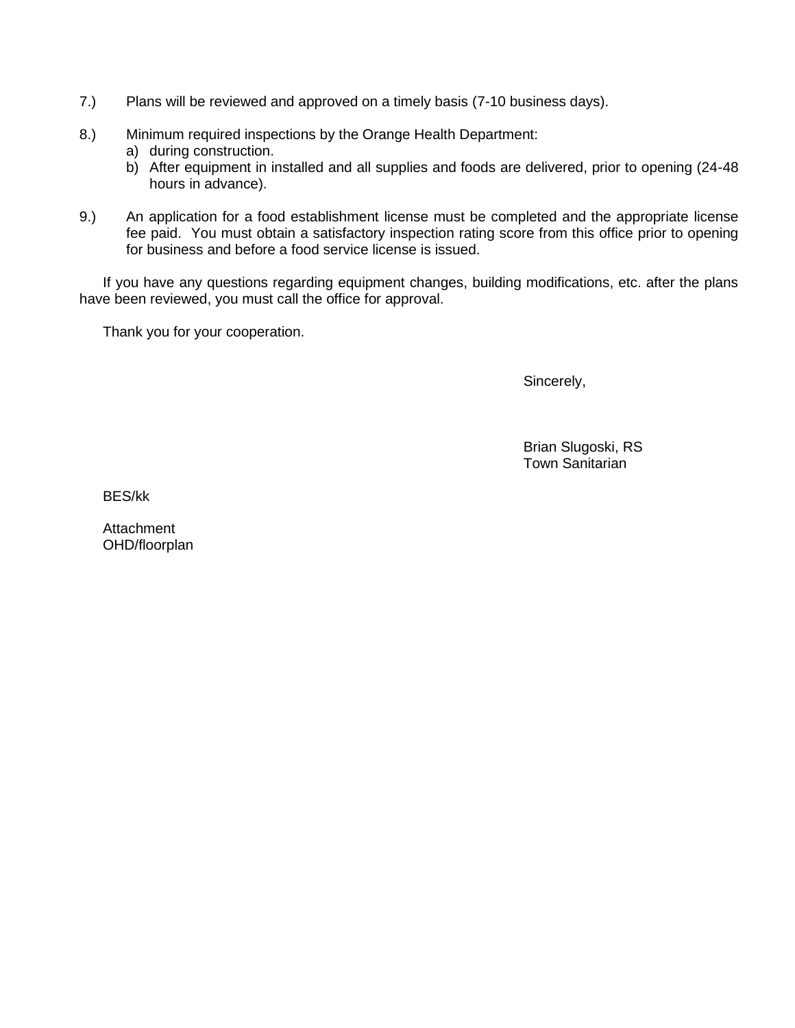7.) Plans will be reviewed and approved on a timely basis (7-10 business days).

8.) Minimum required inspections by the Orange Health Department:
   a) during construction.
   b) After equipment in installed and all supplies and foods are delivered, prior to opening (24-48 hours in advance).

9.) An application for a food establishment license must be completed and the appropriate license fee paid. You must obtain a satisfactory inspection rating score from this office prior to opening for business and before a food service license is issued.

If you have any questions regarding equipment changes, building modifications, etc. after the plans have been reviewed, you must call the office for approval.

Thank you for your cooperation.

Sincerely,

Brian Slugoski, RS
Town Sanitarian

BES/kk

Attachment
OHD/floorplan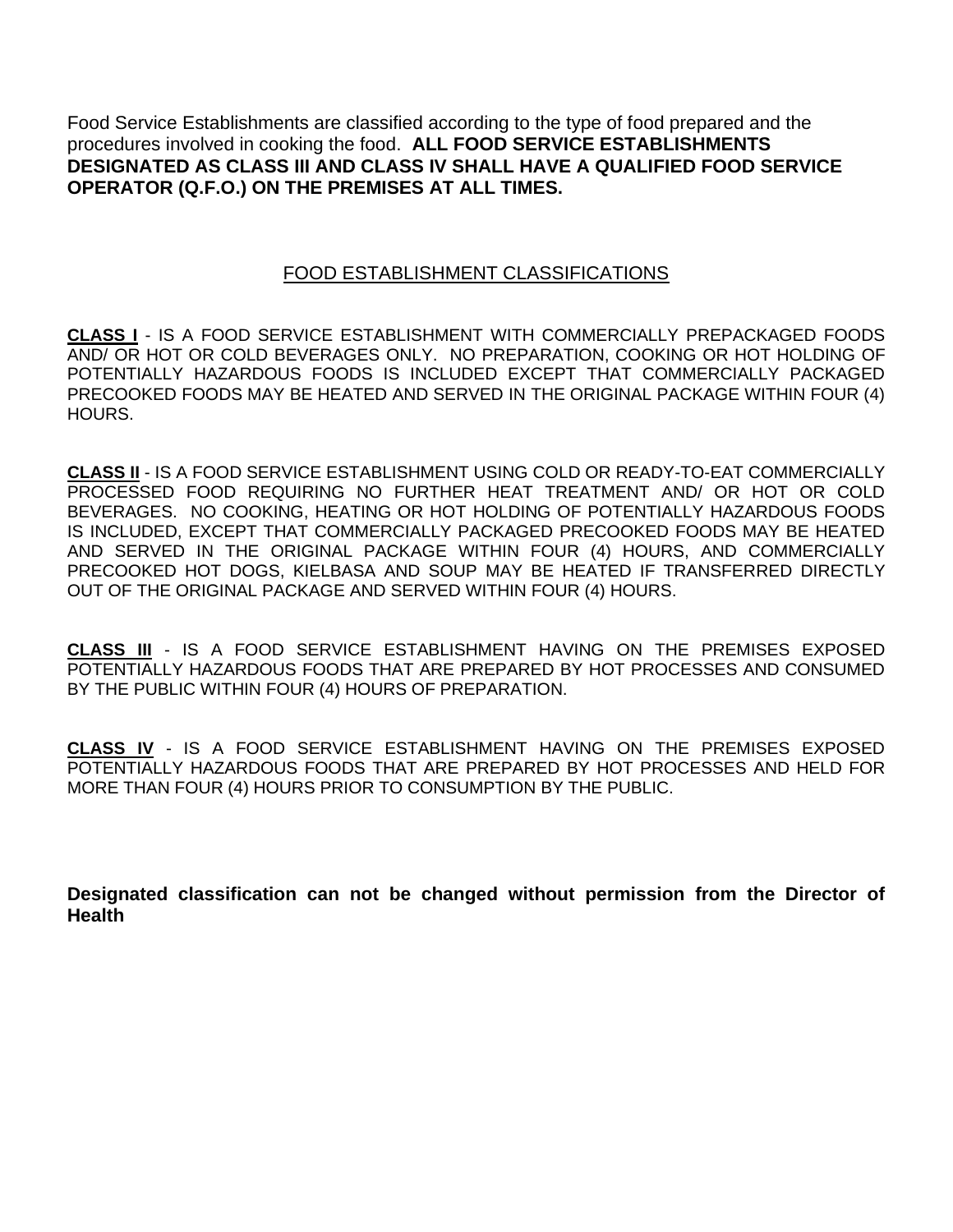Food Service Establishments are classified according to the type of food prepared and the procedures involved in cooking the food. **ALL FOOD SERVICE ESTABLISHMENTS DESIGNATED AS CLASS III AND CLASS IV SHALL HAVE A QUALIFIED FOOD SERVICE OPERATOR (Q.F.O.) ON THE PREMISES AT ALL TIMES.**

## FOOD ESTABLISHMENT CLASSIFICATIONS

**CLASS I** - IS A FOOD SERVICE ESTABLISHMENT WITH COMMERCIALLY PREPACKAGED FOODS AND/ OR HOT OR COLD BEVERAGES ONLY. NO PREPARATION, COOKING OR HOT HOLDING OF POTENTIALLY HAZARDOUS FOODS IS INCLUDED EXCEPT THAT COMMERCIALLY PACKAGED PRECOOKED FOODS MAY BE HEATED AND SERVED IN THE ORIGINAL PACKAGE WITHIN FOUR (4) HOURS.

**CLASS II** - IS A FOOD SERVICE ESTABLISHMENT USING COLD OR READY-TO-EAT COMMERCIALLY PROCESSED FOOD REQUIRING NO FURTHER HEAT TREATMENT AND/ OR HOT OR COLD BEVERAGES. NO COOKING, HEATING OR HOT HOLDING OF POTENTIALLY HAZARDOUS FOODS IS INCLUDED, EXCEPT THAT COMMERCIALLY PACKAGED PRECOOKED FOODS MAY BE HEATED AND SERVED IN THE ORIGINAL PACKAGE WITHIN FOUR (4) HOURS, AND COMMERCIALLY PRECOOKED HOT DOGS, KIELBASA AND SOUP MAY BE HEATED IF TRANSFERRED DIRECTLY OUT OF THE ORIGINAL PACKAGE AND SERVED WITHIN FOUR (4) HOURS.

**CLASS III** - IS A FOOD SERVICE ESTABLISHMENT HAVING ON THE PREMISES EXPOSED POTENTIALLY HAZARDOUS FOODS THAT ARE PREPARED BY HOT PROCESSES AND CONSUMED BY THE PUBLIC WITHIN FOUR (4) HOURS OF PREPARATION.

**CLASS IV** - IS A FOOD SERVICE ESTABLISHMENT HAVING ON THE PREMISES EXPOSED POTENTIALLY HAZARDOUS FOODS THAT ARE PREPARED BY HOT PROCESSES AND HELD FOR MORE THAN FOUR (4) HOURS PRIOR TO CONSUMPTION BY THE PUBLIC.

**Designated classification can not be changed without permission from the Director of Health**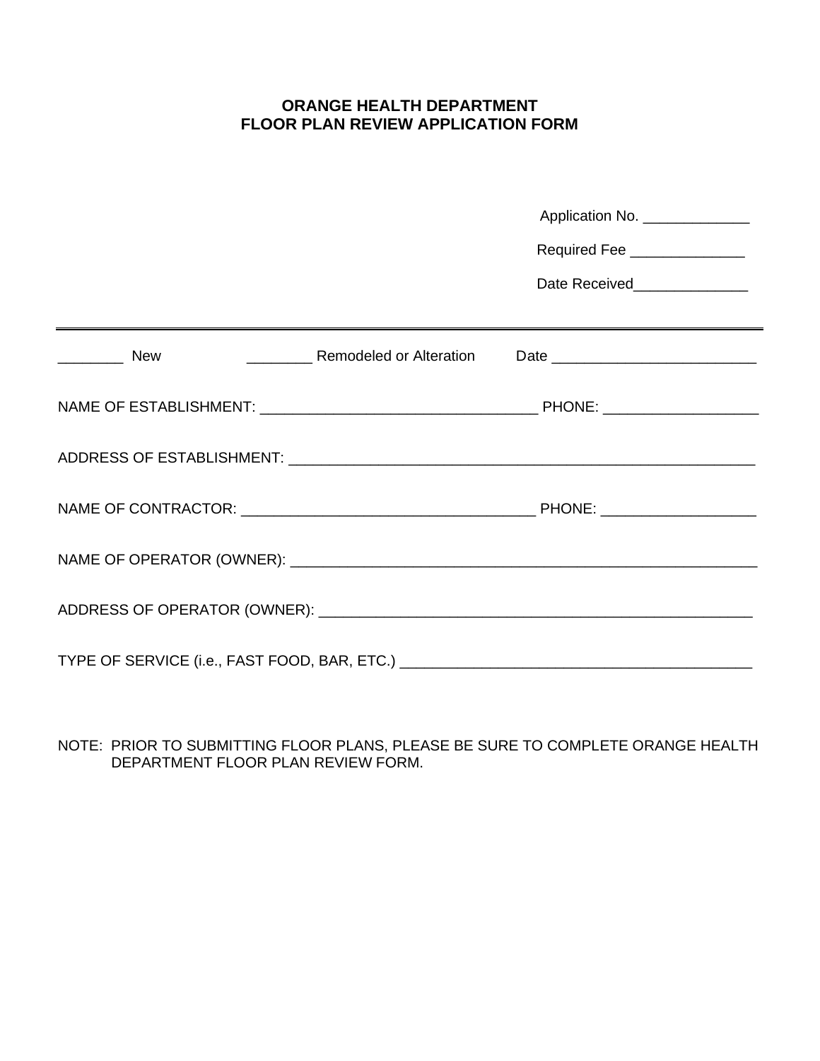# ORANGE HEALTH DEPARTMENT
# FLOOR PLAN REVIEW APPLICATION FORM

Application No. _____________

Required Fee ______________

Date Received______________

---

________ New ________ Remodeled or Alteration Date _________________________

NAME OF ESTABLISHMENT: _________________________________ PHONE: __________________

ADDRESS OF ESTABLISHMENT: _________________________________________________________

NAME OF CONTRACTOR: ___________________________________ PHONE: __________________

NAME OF OPERATOR (OWNER): _________________________________________________________

ADDRESS OF OPERATOR (OWNER): ______________________________________________________

TYPE OF SERVICE (i.e., FAST FOOD, BAR, ETC.) __________________________________________

NOTE: PRIOR TO SUBMITTING FLOOR PLANS, PLEASE BE SURE TO COMPLETE ORANGE HEALTH DEPARTMENT FLOOR PLAN REVIEW FORM.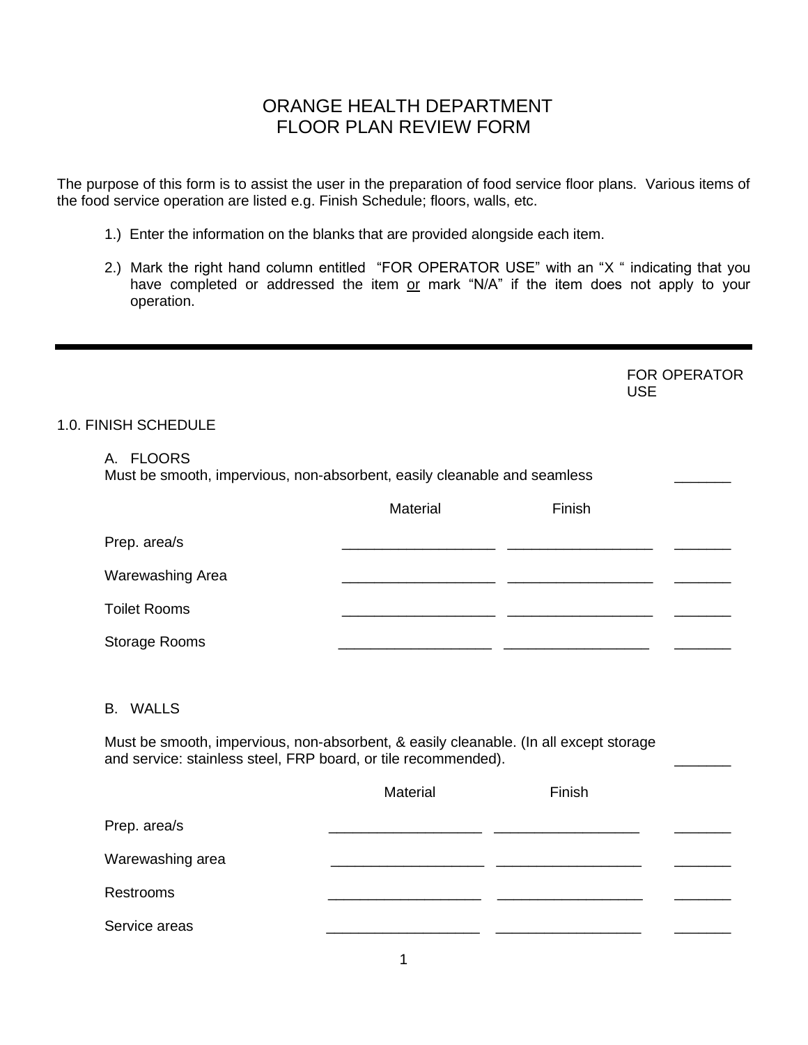# ORANGE HEALTH DEPARTMENT
# FLOOR PLAN REVIEW FORM

The purpose of this form is to assist the user in the preparation of food service floor plans. Various items of the food service operation are listed e.g. Finish Schedule; floors, walls, etc.

1.) Enter the information on the blanks that are provided alongside each item.

2.) Mark the right hand column entitled "FOR OPERATOR USE" with an "X " indicating that you have completed or addressed the item <u>or</u> mark "N/A" if the item does not apply to your operation.

---

FOR OPERATOR USE

## 1.0. FINISH SCHEDULE

### A. FLOORS

Must be smooth, impervious, non-absorbent, easily cleanable and seamless _______

| | Material | Finish | |
|---|---|---|---|
| Prep. area/s | __________________ | __________________ | _______ |
| Warewashing Area | __________________ | __________________ | _______ |
| Toilet Rooms | __________________ | __________________ | _______ |
| Storage Rooms | __________________ | __________________ | _______ |

### B. WALLS

Must be smooth, impervious, non-absorbent, & easily cleanable. (In all except storage and service: stainless steel, FRP board, or tile recommended). _______

| | Material | Finish | |
|---|---|---|---|
| Prep. area/s | __________________ | __________________ | _______ |
| Warewashing area | __________________ | __________________ | _______ |
| Restrooms | __________________ | __________________ | _______ |
| Service areas | __________________ | __________________ | _______ |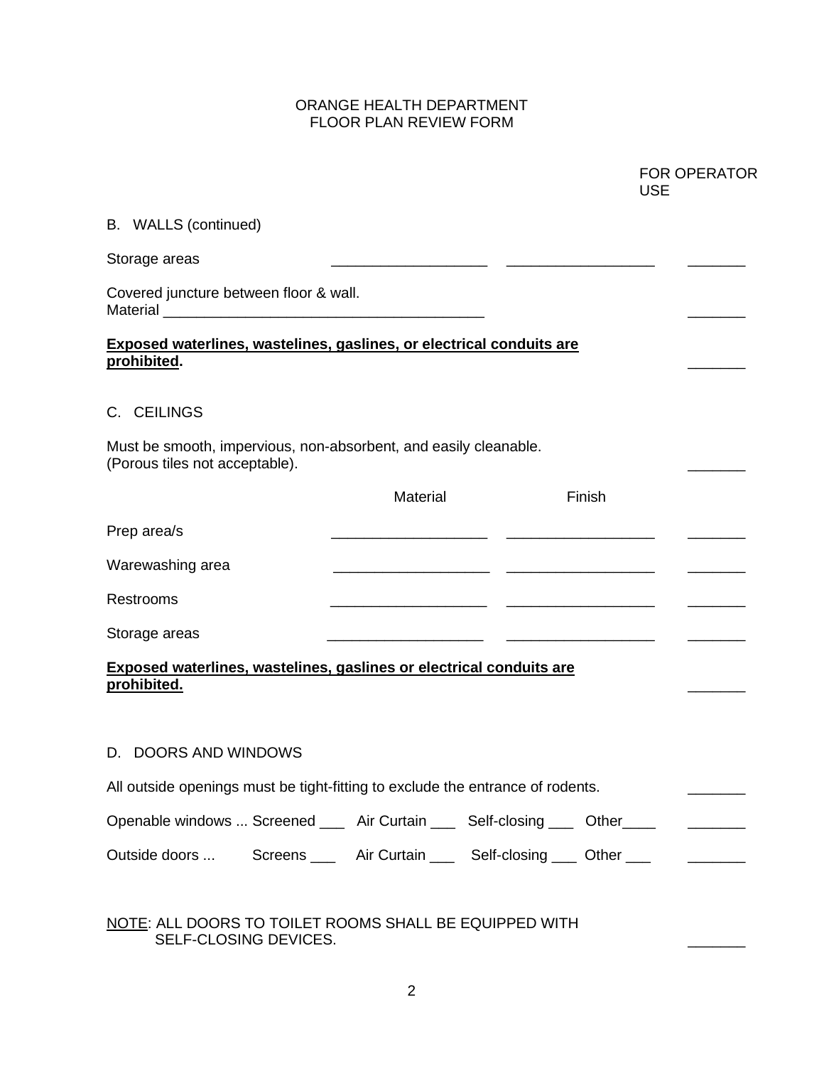ORANGE HEALTH DEPARTMENT
FLOOR PLAN REVIEW FORM

FOR OPERATOR USE

B. WALLS (continued)

| | | | FOR OPERATOR USE |
|---|---|---|---|
| Storage areas | ___________________ | __________________ | _______ |

Covered juncture between floor & wall.
Material _______________________________________ _______

**<u>Exposed waterlines, wastelines, gaslines, or electrical conduits are prohibited</u>.** _______

C. CEILINGS

Must be smooth, impervious, non-absorbent, and easily cleanable.
(Porous tiles not acceptable). _______

| | Material | Finish | |
|---|---|---|---|
| Prep area/s | ___________________ | __________________ | _______ |
| Warewashing area | ___________________ | __________________ | _______ |
| Restrooms | ___________________ | __________________ | _______ |
| Storage areas | ___________________ | __________________ | _______ |

**<u>Exposed waterlines, wastelines, gaslines or electrical conduits are prohibited.</u>** _______

D. DOORS AND WINDOWS

All outside openings must be tight-fitting to exclude the entrance of rodents. _______

Openable windows ... Screened ___ Air Curtain ___ Self-closing ___ Other____ _______

Outside doors ... Screens ___ Air Curtain ___ Self-closing ___ Other ___ _______

<u>NOTE</u>: ALL DOORS TO TOILET ROOMS SHALL BE EQUIPPED WITH SELF-CLOSING DEVICES. _______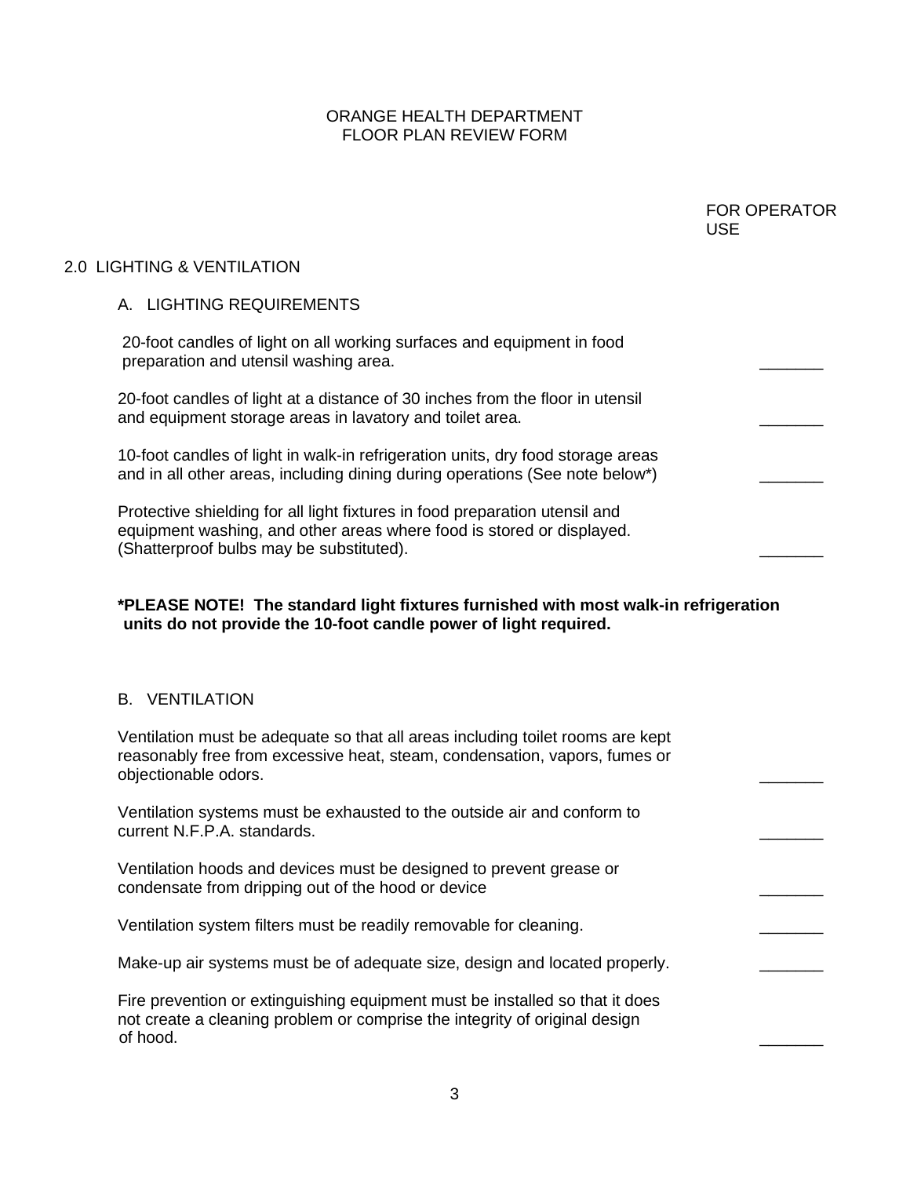# ORANGE HEALTH DEPARTMENT
# FLOOR PLAN REVIEW FORM

FOR OPERATOR USE

## 2.0 LIGHTING & VENTILATION

### A. LIGHTING REQUIREMENTS

20-foot candles of light on all working surfaces and equipment in food preparation and utensil washing area. _______

20-foot candles of light at a distance of 30 inches from the floor in utensil and equipment storage areas in lavatory and toilet area. _______

10-foot candles of light in walk-in refrigeration units, dry food storage areas and in all other areas, including dining during operations (See note below*) _______

Protective shielding for all light fixtures in food preparation utensil and equipment washing, and other areas where food is stored or displayed. (Shatterproof bulbs may be substituted). _______

**\*PLEASE NOTE! The standard light fixtures furnished with most walk-in refrigeration units do not provide the 10-foot candle power of light required.**

### B. VENTILATION

Ventilation must be adequate so that all areas including toilet rooms are kept reasonably free from excessive heat, steam, condensation, vapors, fumes or objectionable odors. _______

Ventilation systems must be exhausted to the outside air and conform to current N.F.P.A. standards. _______

Ventilation hoods and devices must be designed to prevent grease or condensate from dripping out of the hood or device _______

Ventilation system filters must be readily removable for cleaning. _______

Make-up air systems must be of adequate size, design and located properly. _______

Fire prevention or extinguishing equipment must be installed so that it does not create a cleaning problem or comprise the integrity of original design of hood. _______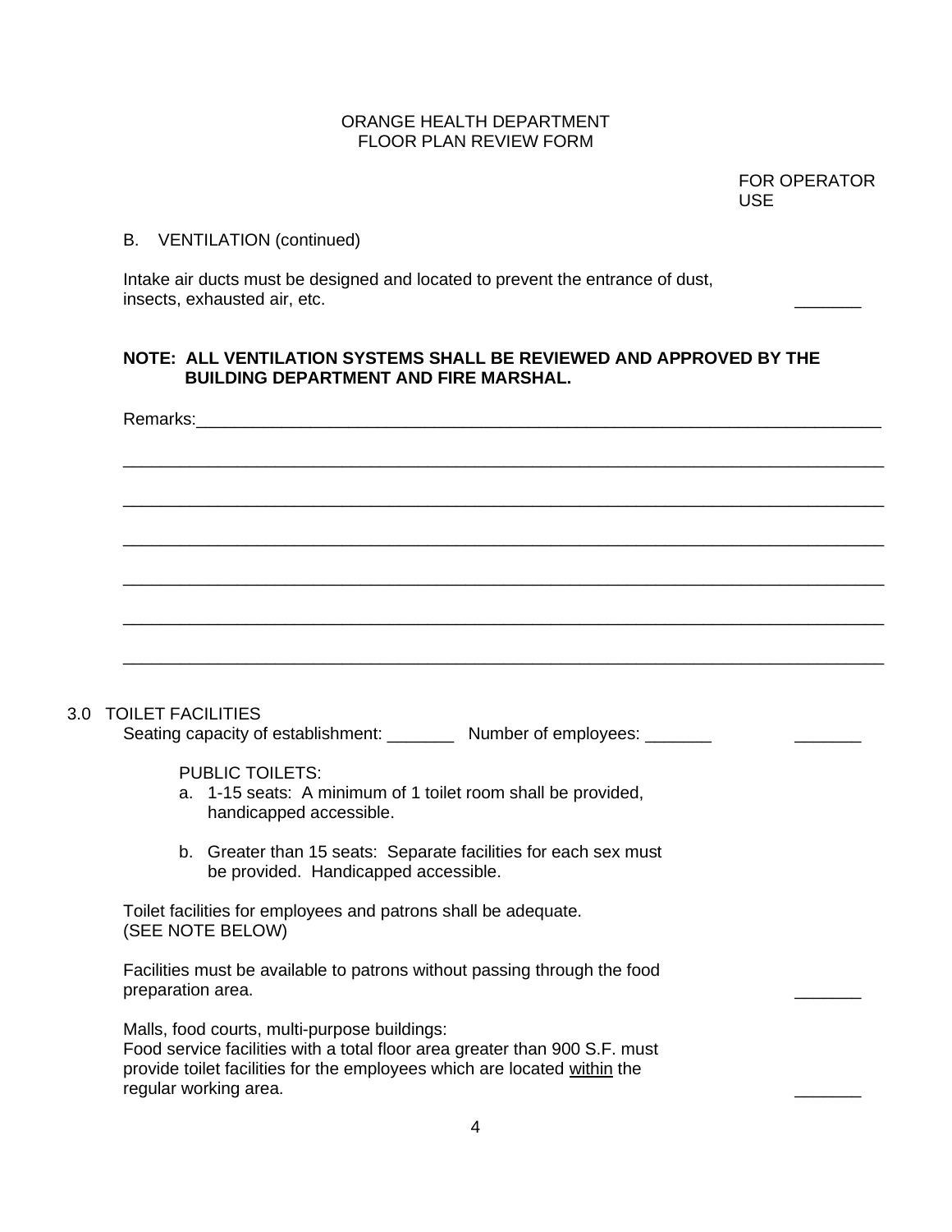ORANGE HEALTH DEPARTMENT
FLOOR PLAN REVIEW FORM

FOR OPERATOR USE

B. VENTILATION (continued)

Intake air ducts must be designed and located to prevent the entrance of dust, insects, exhausted air, etc. _______

**NOTE: ALL VENTILATION SYSTEMS SHALL BE REVIEWED AND APPROVED BY THE BUILDING DEPARTMENT AND FIRE MARSHAL.**

Remarks:_______________________________________________________________________________

_______________________________________________________________________________

_______________________________________________________________________________

_______________________________________________________________________________

_______________________________________________________________________________

_______________________________________________________________________________

_______________________________________________________________________________

## 3.0 TOILET FACILITIES

Seating capacity of establishment: _______ Number of employees: _______ _______

PUBLIC TOILETS:

a. 1-15 seats: A minimum of 1 toilet room shall be provided, handicapped accessible.

b. Greater than 15 seats: Separate facilities for each sex must be provided. Handicapped accessible.

Toilet facilities for employees and patrons shall be adequate.
(SEE NOTE BELOW)

Facilities must be available to patrons without passing through the food preparation area. _______

Malls, food courts, multi-purpose buildings:
Food service facilities with a total floor area greater than 900 S.F. must provide toilet facilities for the employees which are located within the regular working area. _______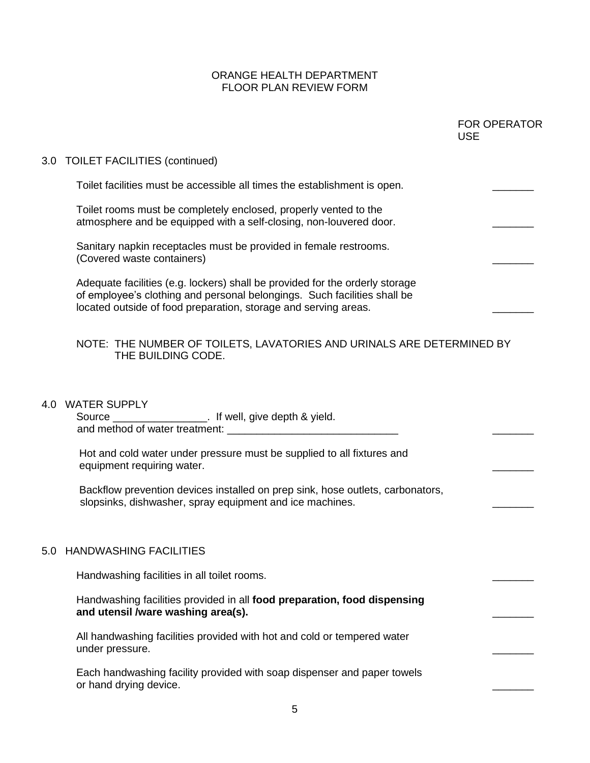ORANGE HEALTH DEPARTMENT
FLOOR PLAN REVIEW FORM

FOR OPERATOR USE

## 3.0 TOILET FACILITIES (continued)

Toilet facilities must be accessible all times the establishment is open. _______

Toilet rooms must be completely enclosed, properly vented to the atmosphere and be equipped with a self-closing, non-louvered door. _______

Sanitary napkin receptacles must be provided in female restrooms. (Covered waste containers) _______

Adequate facilities (e.g. lockers) shall be provided for the orderly storage of employee's clothing and personal belongings. Such facilities shall be located outside of food preparation, storage and serving areas. _______

NOTE: THE NUMBER OF TOILETS, LAVATORIES AND URINALS ARE DETERMINED BY THE BUILDING CODE.

## 4.0 WATER SUPPLY

Source ________________. If well, give depth & yield.
and method of water treatment: ______________________________ _______

Hot and cold water under pressure must be supplied to all fixtures and equipment requiring water. _______

Backflow prevention devices installed on prep sink, hose outlets, carbonators, slopsinks, dishwasher, spray equipment and ice machines. _______

## 5.0 HANDWASHING FACILITIES

Handwashing facilities in all toilet rooms. _______

Handwashing facilities provided in all **food preparation, food dispensing and utensil /ware washing area(s).** _______

All handwashing facilities provided with hot and cold or tempered water under pressure. _______

Each handwashing facility provided with soap dispenser and paper towels or hand drying device. _______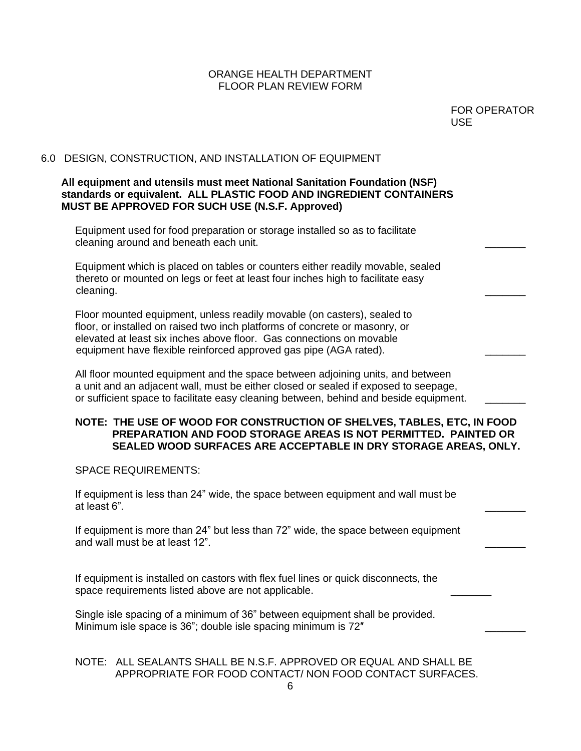ORANGE HEALTH DEPARTMENT
FLOOR PLAN REVIEW FORM

FOR OPERATOR USE

## 6.0 DESIGN, CONSTRUCTION, AND INSTALLATION OF EQUIPMENT

**All equipment and utensils must meet National Sanitation Foundation (NSF) standards or equivalent. ALL PLASTIC FOOD AND INGREDIENT CONTAINERS MUST BE APPROVED FOR SUCH USE (N.S.F. Approved)**

Equipment used for food preparation or storage installed so as to facilitate cleaning around and beneath each unit. _______

Equipment which is placed on tables or counters either readily movable, sealed thereto or mounted on legs or feet at least four inches high to facilitate easy cleaning. _______

Floor mounted equipment, unless readily movable (on casters), sealed to floor, or installed on raised two inch platforms of concrete or masonry, or elevated at least six inches above floor. Gas connections on movable equipment have flexible reinforced approved gas pipe (AGA rated). _______

All floor mounted equipment and the space between adjoining units, and between a unit and an adjacent wall, must be either closed or sealed if exposed to seepage, or sufficient space to facilitate easy cleaning between, behind and beside equipment. _______

**NOTE: THE USE OF WOOD FOR CONSTRUCTION OF SHELVES, TABLES, ETC, IN FOOD PREPARATION AND FOOD STORAGE AREAS IS NOT PERMITTED. PAINTED OR SEALED WOOD SURFACES ARE ACCEPTABLE IN DRY STORAGE AREAS, ONLY.**

SPACE REQUIREMENTS:

If equipment is less than 24" wide, the space between equipment and wall must be at least 6". _______

If equipment is more than 24" but less than 72" wide, the space between equipment and wall must be at least 12". _______

If equipment is installed on castors with flex fuel lines or quick disconnects, the space requirements listed above are not applicable. _______

Single isle spacing of a minimum of 36" between equipment shall be provided. Minimum isle space is 36"; double isle spacing minimum is 72″ _______

NOTE: ALL SEALANTS SHALL BE N.S.F. APPROVED OR EQUAL AND SHALL BE APPROPRIATE FOR FOOD CONTACT/ NON FOOD CONTACT SURFACES.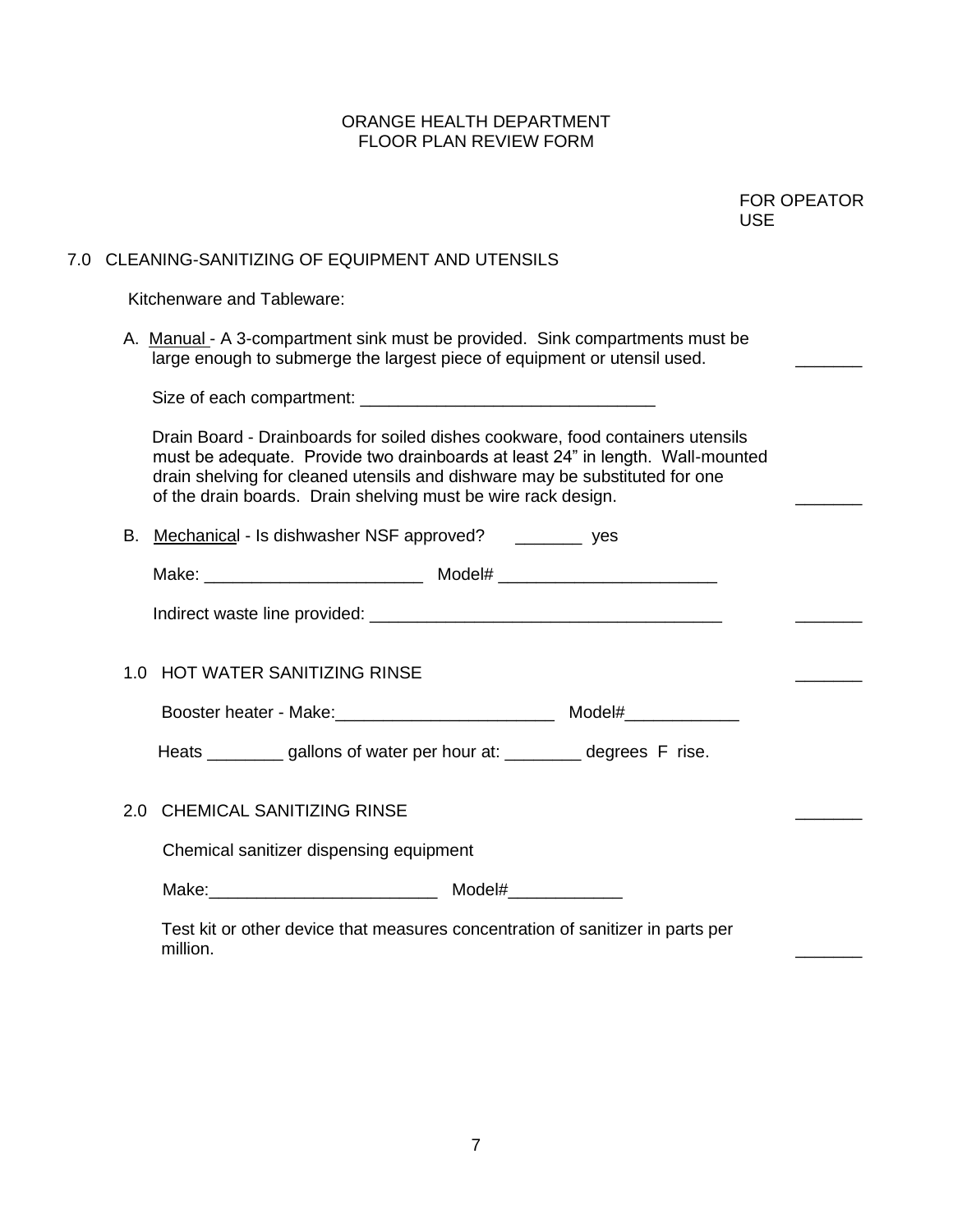ORANGE HEALTH DEPARTMENT
FLOOR PLAN REVIEW FORM

FOR OPEATOR USE

## 7.0 CLEANING-SANITIZING OF EQUIPMENT AND UTENSILS

Kitchenware and Tableware:

A. Manual - A 3-compartment sink must be provided. Sink compartments must be large enough to submerge the largest piece of equipment or utensil used. _______

Size of each compartment: ______________________________

Drain Board - Drainboards for soiled dishes cookware, food containers utensils must be adequate. Provide two drainboards at least 24" in length. Wall-mounted drain shelving for cleaned utensils and dishware may be substituted for one of the drain boards. Drain shelving must be wire rack design. _______

B. Mechanical - Is dishwasher NSF approved? _______ yes

Make: ______________________ Model# ______________________

Indirect waste line provided: ____________________________________ _______

1.0 HOT WATER SANITIZING RINSE _______

Booster heater - Make:______________________ Model#___________

Heats ________ gallons of water per hour at: ________ degrees F rise.

2.0 CHEMICAL SANITIZING RINSE _______

Chemical sanitizer dispensing equipment

Make:_______________________ Model#___________

Test kit or other device that measures concentration of sanitizer in parts per million. _______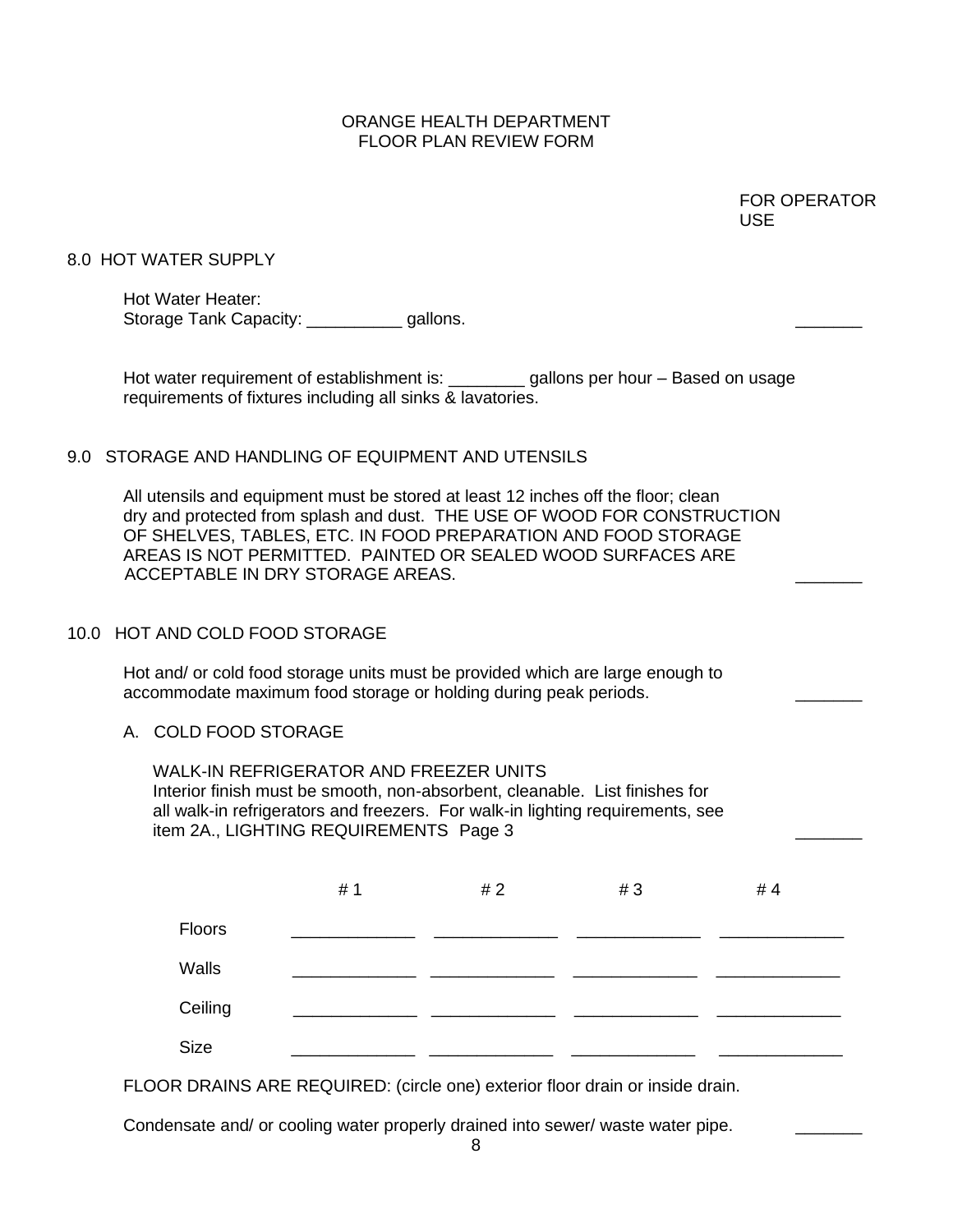ORANGE HEALTH DEPARTMENT
FLOOR PLAN REVIEW FORM

FOR OPERATOR USE

## 8.0 HOT WATER SUPPLY

Hot Water Heater:
Storage Tank Capacity: __________ gallons. _______

Hot water requirement of establishment is: ________ gallons per hour – Based on usage requirements of fixtures including all sinks & lavatories.

## 9.0 STORAGE AND HANDLING OF EQUIPMENT AND UTENSILS

All utensils and equipment must be stored at least 12 inches off the floor; clean dry and protected from splash and dust. THE USE OF WOOD FOR CONSTRUCTION OF SHELVES, TABLES, ETC. IN FOOD PREPARATION AND FOOD STORAGE AREAS IS NOT PERMITTED. PAINTED OR SEALED WOOD SURFACES ARE ACCEPTABLE IN DRY STORAGE AREAS. _______

## 10.0 HOT AND COLD FOOD STORAGE

Hot and/ or cold food storage units must be provided which are large enough to accommodate maximum food storage or holding during peak periods. _______

### A. COLD FOOD STORAGE

WALK-IN REFRIGERATOR AND FREEZER UNITS
Interior finish must be smooth, non-absorbent, cleanable. List finishes for all walk-in refrigerators and freezers. For walk-in lighting requirements, see item 2A., LIGHTING REQUIREMENTS Page 3 _______

| | # 1 | # 2 | # 3 | # 4 |
|---|---|---|---|---|
| Floors | _____________ | _____________ | _____________ | _____________ |
| Walls | _____________ | _____________ | _____________ | _____________ |
| Ceiling | _____________ | _____________ | _____________ | _____________ |
| Size | _____________ | _____________ | _____________ | _____________ |

FLOOR DRAINS ARE REQUIRED: (circle one) exterior floor drain or inside drain.

Condensate and/ or cooling water properly drained into sewer/ waste water pipe. _______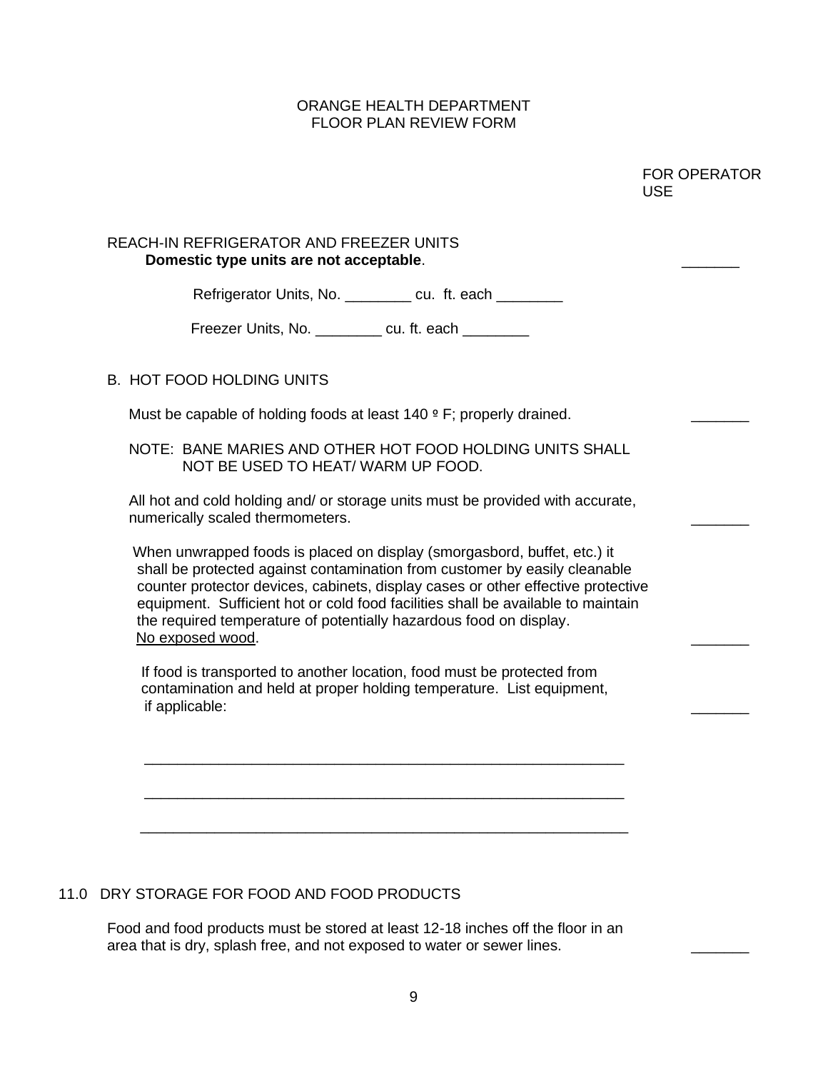ORANGE HEALTH DEPARTMENT
FLOOR PLAN REVIEW FORM

FOR OPERATOR USE

REACH-IN REFRIGERATOR AND FREEZER UNITS
**Domestic type units are not acceptable**. _______

Refrigerator Units, No. ________ cu. ft. each ________

Freezer Units, No. ________ cu. ft. each ________

B. HOT FOOD HOLDING UNITS

Must be capable of holding foods at least 140 º F; properly drained. _______

NOTE: BANE MARIES AND OTHER HOT FOOD HOLDING UNITS SHALL NOT BE USED TO HEAT/ WARM UP FOOD.

All hot and cold holding and/ or storage units must be provided with accurate, numerically scaled thermometers. _______

When unwrapped foods is placed on display (smorgasbord, buffet, etc.) it shall be protected against contamination from customer by easily cleanable counter protector devices, cabinets, display cases or other effective protective equipment. Sufficient hot or cold food facilities shall be available to maintain the required temperature of potentially hazardous food on display. No exposed wood. _______

If food is transported to another location, food must be protected from contamination and held at proper holding temperature. List equipment, if applicable: _______

____________________________________________________________

____________________________________________________________

____________________________________________________________

11.0 DRY STORAGE FOR FOOD AND FOOD PRODUCTS

Food and food products must be stored at least 12-18 inches off the floor in an area that is dry, splash free, and not exposed to water or sewer lines. _______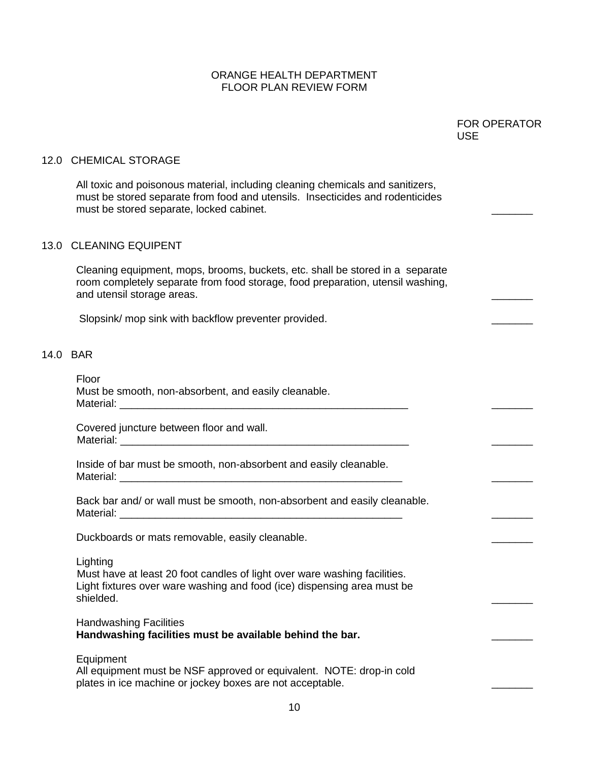ORANGE HEALTH DEPARTMENT
FLOOR PLAN REVIEW FORM

FOR OPERATOR USE

## 12.0 CHEMICAL STORAGE

All toxic and poisonous material, including cleaning chemicals and sanitizers, must be stored separate from food and utensils. Insecticides and rodenticides must be stored separate, locked cabinet. _______

## 13.0 CLEANING EQUIPENT

Cleaning equipment, mops, brooms, buckets, etc. shall be stored in a separate room completely separate from food storage, food preparation, utensil washing, and utensil storage areas. _______

Slopsink/ mop sink with backflow preventer provided. _______

## 14.0 BAR

Floor
Must be smooth, non-absorbent, and easily cleanable.
Material: ___________________________________________________ _______

Covered juncture between floor and wall.
Material: ___________________________________________________ _______

Inside of bar must be smooth, non-absorbent and easily cleanable.
Material: __________________________________________________ _______

Back bar and/ or wall must be smooth, non-absorbent and easily cleanable.
Material: __________________________________________________ _______

Duckboards or mats removable, easily cleanable. _______

Lighting
Must have at least 20 foot candles of light over ware washing facilities.
Light fixtures over ware washing and food (ice) dispensing area must be shielded. _______

Handwashing Facilities
**Handwashing facilities must be available behind the bar.** _______

Equipment
All equipment must be NSF approved or equivalent. NOTE: drop-in cold plates in ice machine or jockey boxes are not acceptable. _______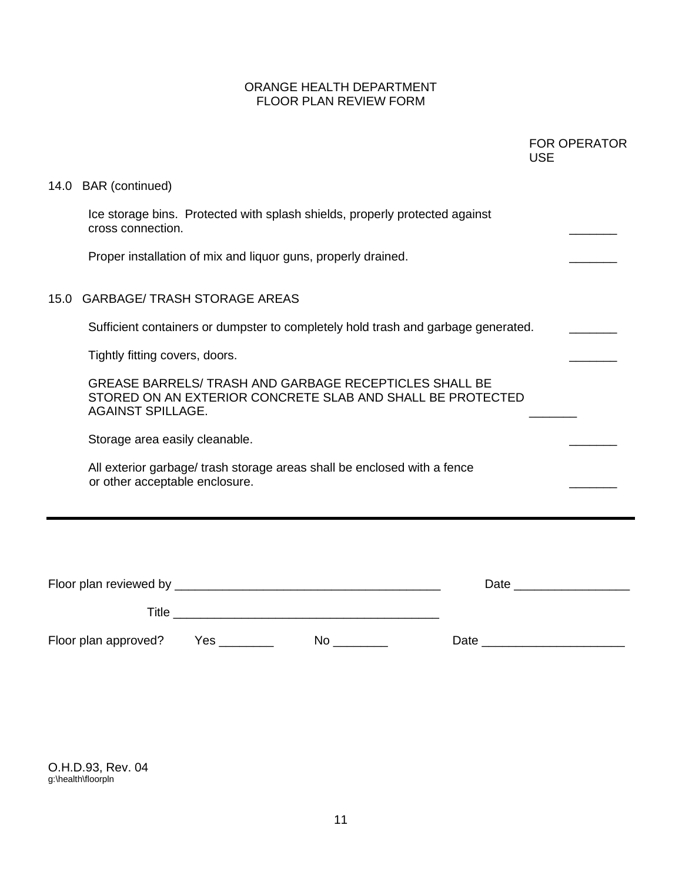ORANGE HEALTH DEPARTMENT
FLOOR PLAN REVIEW FORM

FOR OPERATOR USE

## 14.0 BAR (continued)

Ice storage bins. Protected with splash shields, properly protected against cross connection. _______

Proper installation of mix and liquor guns, properly drained. _______

## 15.0 GARBAGE/ TRASH STORAGE AREAS

Sufficient containers or dumpster to completely hold trash and garbage generated. _______

Tightly fitting covers, doors. _______

GREASE BARRELS/ TRASH AND GARBAGE RECEPTICLES SHALL BE STORED ON AN EXTERIOR CONCRETE SLAB AND SHALL BE PROTECTED AGAINST SPILLAGE. _______

Storage area easily cleanable. _______

All exterior garbage/ trash storage areas shall be enclosed with a fence or other acceptable enclosure. _______

---

Floor plan reviewed by _______________________________________ Date _________________

Title _______________________________________

Floor plan approved? Yes ________ No ________ Date ____________________

O.H.D.93, Rev. 04
g:\health\floorpln